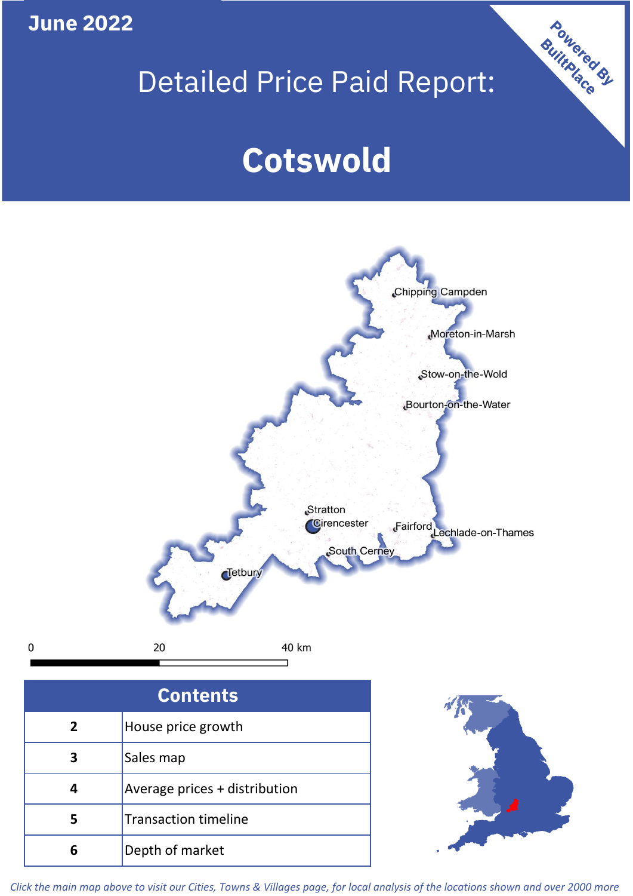June 2022

# Detailed Price Paid Report:

# Cotswold

Powered By BuiltPlace

Chipping Campden
Moreton-in-Marsh
Stow-on-the-Wold
Bourton-on-the-Water
Stratton
Cirencester
Fairford
Lechlade-on-Thames
South Cerney
Tetbury

0 20 40 km

| Contents | |
|---|---|
| 2 | House price growth |
| 3 | Sales map |
| 4 | Average prices + distribution |
| 5 | Transaction timeline |
| 6 | Depth of market |

*Click the main map above to visit our Cities, Towns & Villages page, for local analysis of the locations shown and over 2000 more*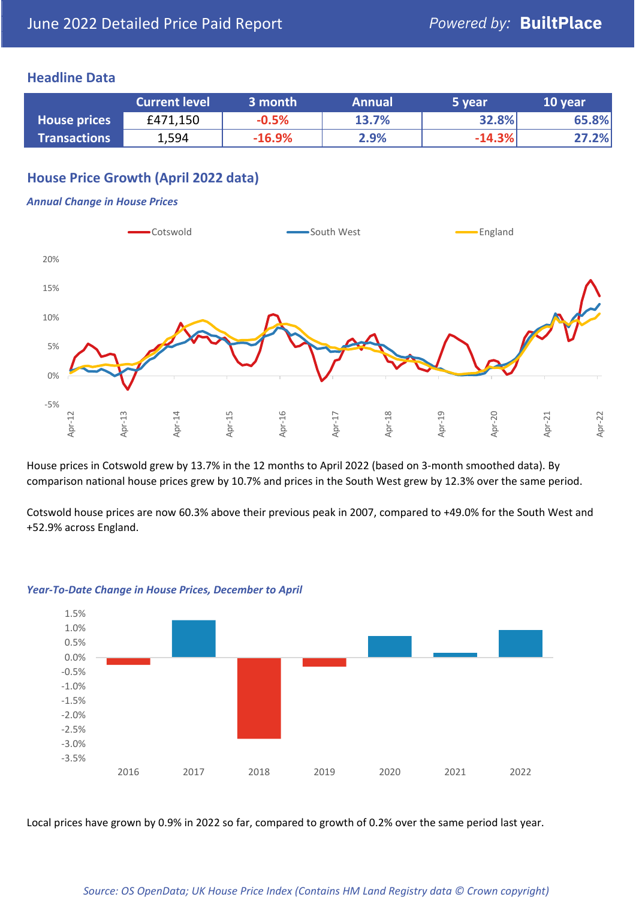June 2022 Detailed Price Paid Report

Powered by: **BuiltPlace**

## Headline Data

| | Current level | 3 month | Annual | 5 year | 10 year |
|---|---|---|---|---|---|
| **House prices** | £471,150 | -0.5% | 13.7% | 32.8% | 65.8% |
| **Transactions** | 1,594 | -16.9% | 2.9% | -14.3% | 27.2% |

## House Price Growth (April 2022 data)

### *Annual Change in House Prices*

House prices in Cotswold grew by 13.7% in the 12 months to April 2022 (based on 3-month smoothed data). By comparison national house prices grew by 10.7% and prices in the South West grew by 12.3% over the same period.

Cotswold house prices are now 60.3% above their previous peak in 2007, compared to +49.0% for the South West and +52.9% across England.

### *Year-To-Date Change in House Prices, December to April*

Local prices have grown by 0.9% in 2022 so far, compared to growth of 0.2% over the same period last year.

*Source: OS OpenData; UK House Price Index (Contains HM Land Registry data © Crown copyright)*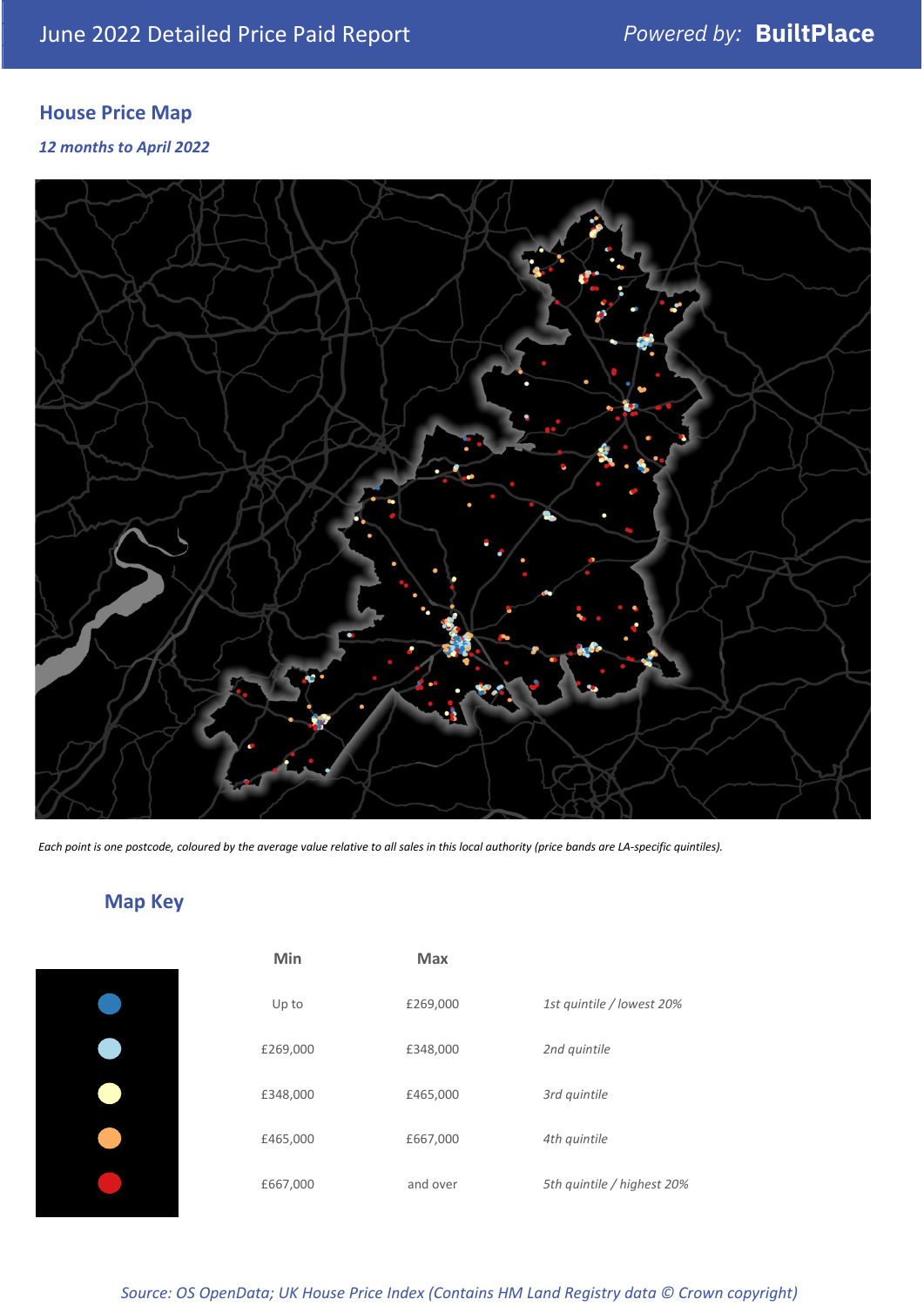## House Price Map

*12 months to April 2022*

*Each point is one postcode, coloured by the average value relative to all sales in this local authority (price bands are LA-specific quintiles).*

## Map Key

| | Min | Max | |
|---|---|---|---|
| | Up to | £269,000 | *1st quintile / lowest 20%* |
| | £269,000 | £348,000 | *2nd quintile* |
| | £348,000 | £465,000 | *3rd quintile* |
| | £465,000 | £667,000 | *4th quintile* |
| | £667,000 | and over | *5th quintile / highest 20%* |

*Source: OS OpenData; UK House Price Index (Contains HM Land Registry data © Crown copyright)*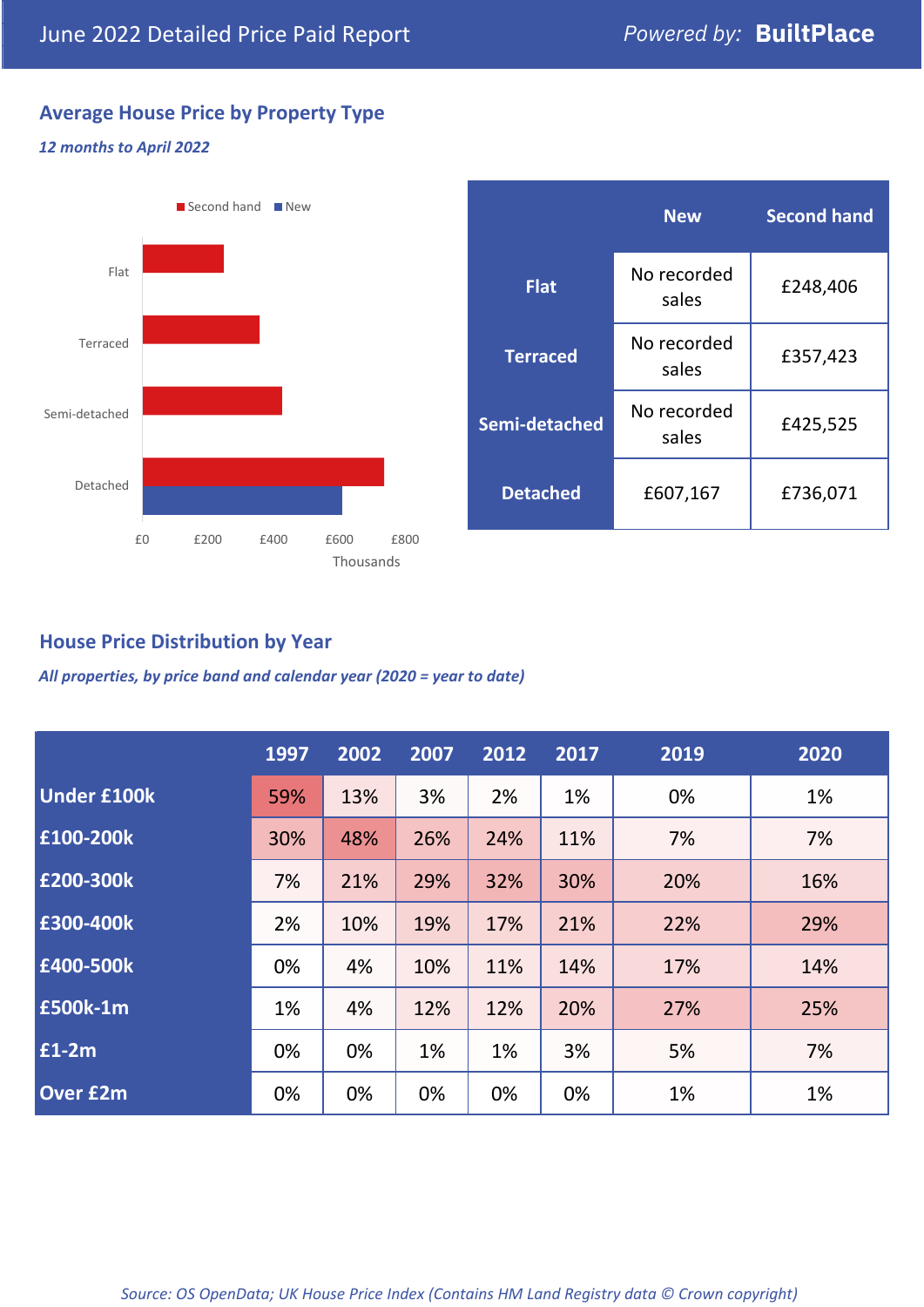June 2022 Detailed Price Paid Report — *Powered by:* **BuiltPlace**

## Average House Price by Property Type

*12 months to April 2022*

| | New | Second hand |
|---|---|---|
| **Flat** | No recorded sales | £248,406 |
| **Terraced** | No recorded sales | £357,423 |
| **Semi-detached** | No recorded sales | £425,525 |
| **Detached** | £607,167 | £736,071 |

## House Price Distribution by Year

*All properties, by price band and calendar year (2020 = year to date)*

| | 1997 | 2002 | 2007 | 2012 | 2017 | 2019 | 2020 |
|---|---|---|---|---|---|---|---|
| **Under £100k** | 59% | 13% | 3% | 2% | 1% | 0% | 1% |
| **£100-200k** | 30% | 48% | 26% | 24% | 11% | 7% | 7% |
| **£200-300k** | 7% | 21% | 29% | 32% | 30% | 20% | 16% |
| **£300-400k** | 2% | 10% | 19% | 17% | 21% | 22% | 29% |
| **£400-500k** | 0% | 4% | 10% | 11% | 14% | 17% | 14% |
| **£500k-1m** | 1% | 4% | 12% | 12% | 20% | 27% | 25% |
| **£1-2m** | 0% | 0% | 1% | 1% | 3% | 5% | 7% |
| **Over £2m** | 0% | 0% | 0% | 0% | 0% | 1% | 1% |

*Source: OS OpenData; UK House Price Index (Contains HM Land Registry data © Crown copyright)*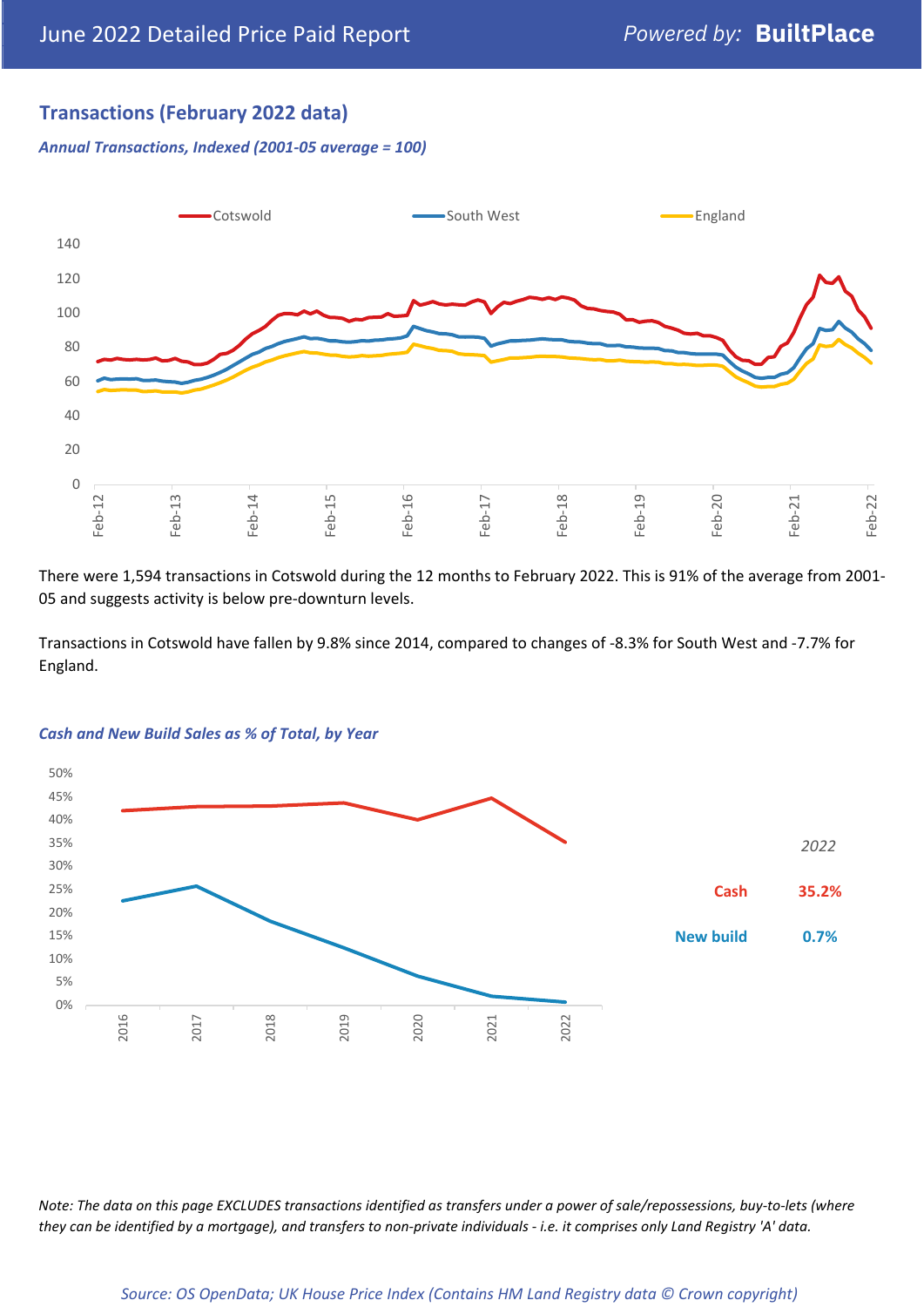## Transactions (February 2022 data)

*Annual Transactions, Indexed (2001-05 average = 100)*

There were 1,594 transactions in Cotswold during the 12 months to February 2022. This is 91% of the average from 2001-05 and suggests activity is below pre-downturn levels.

Transactions in Cotswold have fallen by 9.8% since 2014, compared to changes of -8.3% for South West and -7.7% for England.

*Cash and New Build Sales as % of Total, by Year*

| 2022 | |
|---|---|
| Cash | 35.2% |
| New build | 0.7% |

*Note: The data on this page EXCLUDES transactions identified as transfers under a power of sale/repossessions, buy-to-lets (where they can be identified by a mortgage), and transfers to non-private individuals - i.e. it comprises only Land Registry 'A' data.*

*Source: OS OpenData; UK House Price Index (Contains HM Land Registry data © Crown copyright)*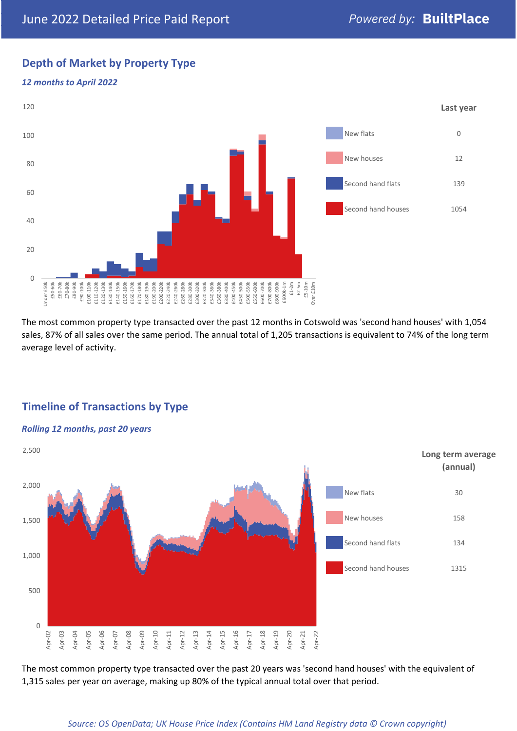June 2022 Detailed Price Paid Report

Powered by: **BuiltPlace**

## Depth of Market by Property Type

*12 months to April 2022*

120
100
80
60
40
20
0

Under £50k, £50-60k, £60-70k, £70-80k, £80-90k, £90-100k, £100-110k, £110-120k, £120-130k, £130-140k, £140-150k, £150-160k, £160-170k, £170-180k, £180-190k, £190-200k, £200-220k, £220-240k, £240-260k, £260-280k, £280-300k, £300-320k, £320-340k, £340-360k, £360-380k, £380-400k, £400-450k, £450-500k, £500-550k, £550-600k, £600-700k, £700-800k, £800-900k, £900k-1m, £1-2m, £2-5m, £5-10m, Over £10m

Last year

New flats 0
New houses 12
Second hand flats 139
Second hand houses 1054

The most common property type transacted over the past 12 months in Cotswold was 'second hand houses' with 1,054 sales, 87% of all sales over the same period. The annual total of 1,205 transactions is equivalent to 74% of the long term average level of activity.

## Timeline of Transactions by Type

*Rolling 12 months, past 20 years*

2,500
2,000
1,500
1,000
500
0

Apr-02, Apr-03, Apr-04, Apr-05, Apr-06, Apr-07, Apr-08, Apr-09, Apr-10, Apr-11, Apr-12, Apr-13, Apr-14, Apr-15, Apr-16, Apr-17, Apr-18, Apr-19, Apr-20, Apr-21, Apr-22

Long term average (annual)

New flats 30
New houses 158
Second hand flats 134
Second hand houses 1315

The most common property type transacted over the past 20 years was 'second hand houses' with the equivalent of 1,315 sales per year on average, making up 80% of the typical annual total over that period.

*Source: OS OpenData; UK House Price Index (Contains HM Land Registry data © Crown copyright)*